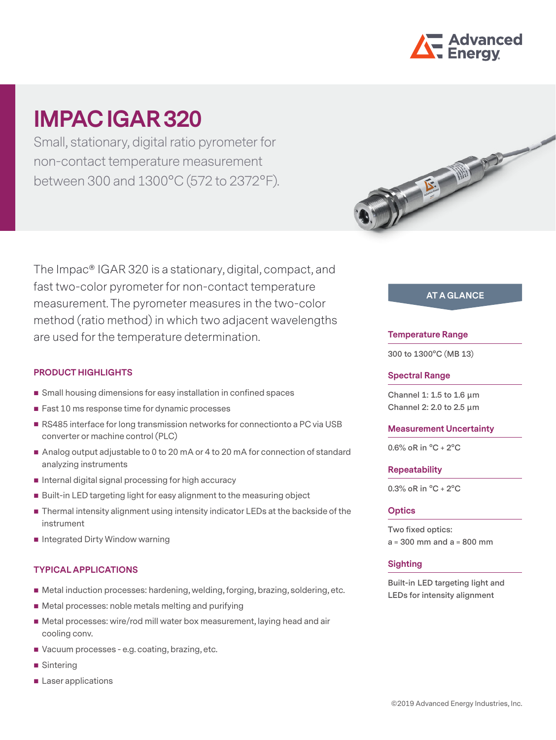# IMPAC IGAR 320

Small, stationary, digital ratio pyrometer for non-contact temperature measurement between 300 and 1300°C (572 to 2372°F).

The Impac® IGAR 320 is a stationary, digital, compact, and fast two-color pyrometer for non-contact temperature measurement. The pyrometer measures in the two-color method (ratio method) in which two adjacent wavelengths are used for the temperature determination.

## PRODUCT HIGHLIGHTS

- Small housing dimensions for easy installation in confined spaces
- Fast 10 ms response time for dynamic processes
- RS485 interface for long transmission networks for connectionto a PC via USB converter or machine control (PLC)
- Analog output adjustable to 0 to 20 mA or 4 to 20 mA for connection of standard analyzing instruments
- Internal digital signal processing for high accuracy
- Built-in LED targeting light for easy alignment to the measuring object
- Thermal intensity alignment using intensity indicator LEDs at the backside of the instrument
- Integrated Dirty Window warning

## TYPICAL APPLICATIONS

- Metal induction processes: hardening, welding, forging, brazing, soldering, etc.
- Metal processes: noble metals melting and purifying
- Metal processes: wire/rod mill water box measurement, laying head and air cooling conv.
- Vacuum processes - e.g. coating, brazing, etc.
- Sintering
- Laser applications

## AT A GLANCE

### Temperature Range

300 to 1300°C (MB 13)

### Spectral Range

Channel 1: 1.5 to 1.6 µm
Channel 2: 2.0 to 2.5 µm

### Measurement Uncertainty

0.6% oR in °C + 2°C

### Repeatability

0.3% oR in °C + 2°C

### Optics

Two fixed optics:
a = 300 mm and a = 800 mm

### Sighting

Built-in LED targeting light and LEDs for intensity alignment

©2019 Advanced Energy Industries, Inc.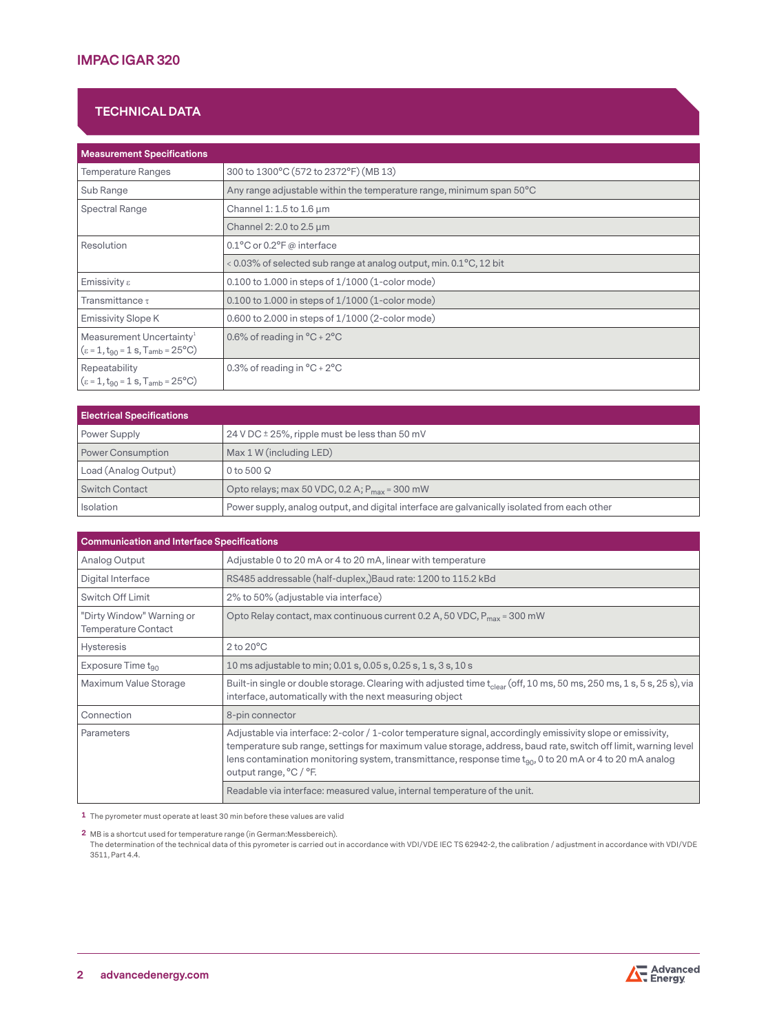# IMPAC IGAR 320

## TECHNICAL DATA

| Measurement Specifications | |
|---|---|
| Temperature Ranges | 300 to 1300°C (572 to 2372°F) (MB 13) |
| Sub Range | Any range adjustable within the temperature range, minimum span 50°C |
| Spectral Range | Channel 1: 1.5 to 1.6 µm |
| | Channel 2: 2.0 to 2.5 µm |
| Resolution | 0.1°C or 0.2°F @ interface |
| | < 0.03% of selected sub range at analog output, min. 0.1°C, 12 bit |
| Emissivity ε | 0.100 to 1.000 in steps of 1/1000 (1-color mode) |
| Transmittance τ | 0.100 to 1.000 in steps of 1/1000 (1-color mode) |
| Emissivity Slope K | 0.600 to 2.000 in steps of 1/1000 (2-color mode) |
| Measurement Uncertainty[1] ($\varepsilon = 1$, $t_{90} = 1$ s, $T_{amb} = 25$°C) | 0.6% of reading in °C + 2°C |
| Repeatability ($\varepsilon = 1$, $t_{90} = 1$ s, $T_{amb} = 25$°C) | 0.3% of reading in °C + 2°C |

| Electrical Specifications | |
|---|---|
| Power Supply | 24 V DC ± 25%, ripple must be less than 50 mV |
| Power Consumption | Max 1 W (including LED) |
| Load (Analog Output) | 0 to 500 Ω |
| Switch Contact | Opto relays; max 50 VDC, 0.2 A; $P_{max}$ = 300 mW |
| Isolation | Power supply, analog output, and digital interface are galvanically isolated from each other |

| Communication and Interface Specifications | |
|---|---|
| Analog Output | Adjustable 0 to 20 mA or 4 to 20 mA, linear with temperature |
| Digital Interface | RS485 addressable (half-duplex,)Baud rate: 1200 to 115.2 kBd |
| Switch Off Limit | 2% to 50% (adjustable via interface) |
| "Dirty Window" Warning or Temperature Contact | Opto Relay contact, max continuous current 0.2 A, 50 VDC, $P_{max}$ = 300 mW |
| Hysteresis | 2 to 20°C |
| Exposure Time $t_{90}$ | 10 ms adjustable to min; 0.01 s, 0.05 s, 0.25 s, 1 s, 3 s, 10 s |
| Maximum Value Storage | Built-in single or double storage. Clearing with adjusted time $t_{clear}$ (off, 10 ms, 50 ms, 250 ms, 1 s, 5 s, 25 s), via interface, automatically with the next measuring object |
| Connection | 8-pin connector |
| Parameters | Adjustable via interface: 2-color / 1-color temperature signal, accordingly emissivity slope or emissivity, temperature sub range, settings for maximum value storage, address, baud rate, switch off limit, warning level lens contamination monitoring system, transmittance, response time $t_{90}$, 0 to 20 mA or 4 to 20 mA analog output range, °C / °F. |
| | Readable via interface: measured value, internal temperature of the unit. |

1 The pyrometer must operate at least 30 min before these values are valid

2 MB is a shortcut used for temperature range (in German:Messbereich).
The determination of the technical data of this pyrometer is carried out in accordance with VDI/VDE IEC TS 62942-2, the calibration / adjustment in accordance with VDI/VDE 3511, Part 4.4.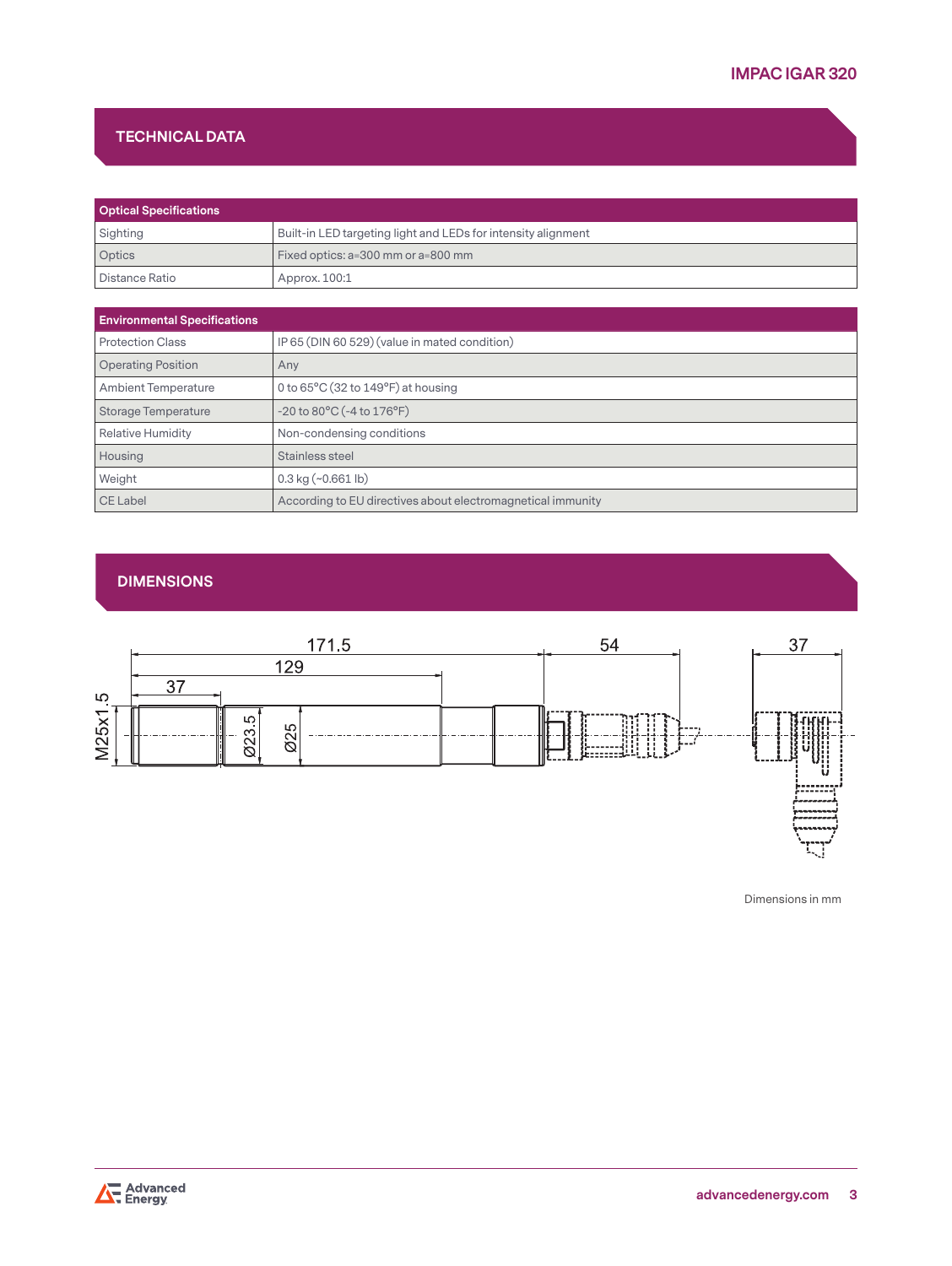## TECHNICAL DATA

| Optical Specifications | |
|---|---|
| Sighting | Built-in LED targeting light and LEDs for intensity alignment |
| Optics | Fixed optics: a=300 mm or a=800 mm |
| Distance Ratio | Approx. 100:1 |

| Environmental Specifications | |
|---|---|
| Protection Class | IP 65 (DIN 60 529) (value in mated condition) |
| Operating Position | Any |
| Ambient Temperature | 0 to 65°C (32 to 149°F) at housing |
| Storage Temperature | -20 to 80°C (-4 to 176°F) |
| Relative Humidity | Non-condensing conditions |
| Housing | Stainless steel |
| Weight | 0.3 kg (~0.661 lb) |
| CE Label | According to EU directives about electromagnetical immunity |

## DIMENSIONS

171.5 129 37 54 37 M25x1.5 Ø23.5 Ø25

Dimensions in mm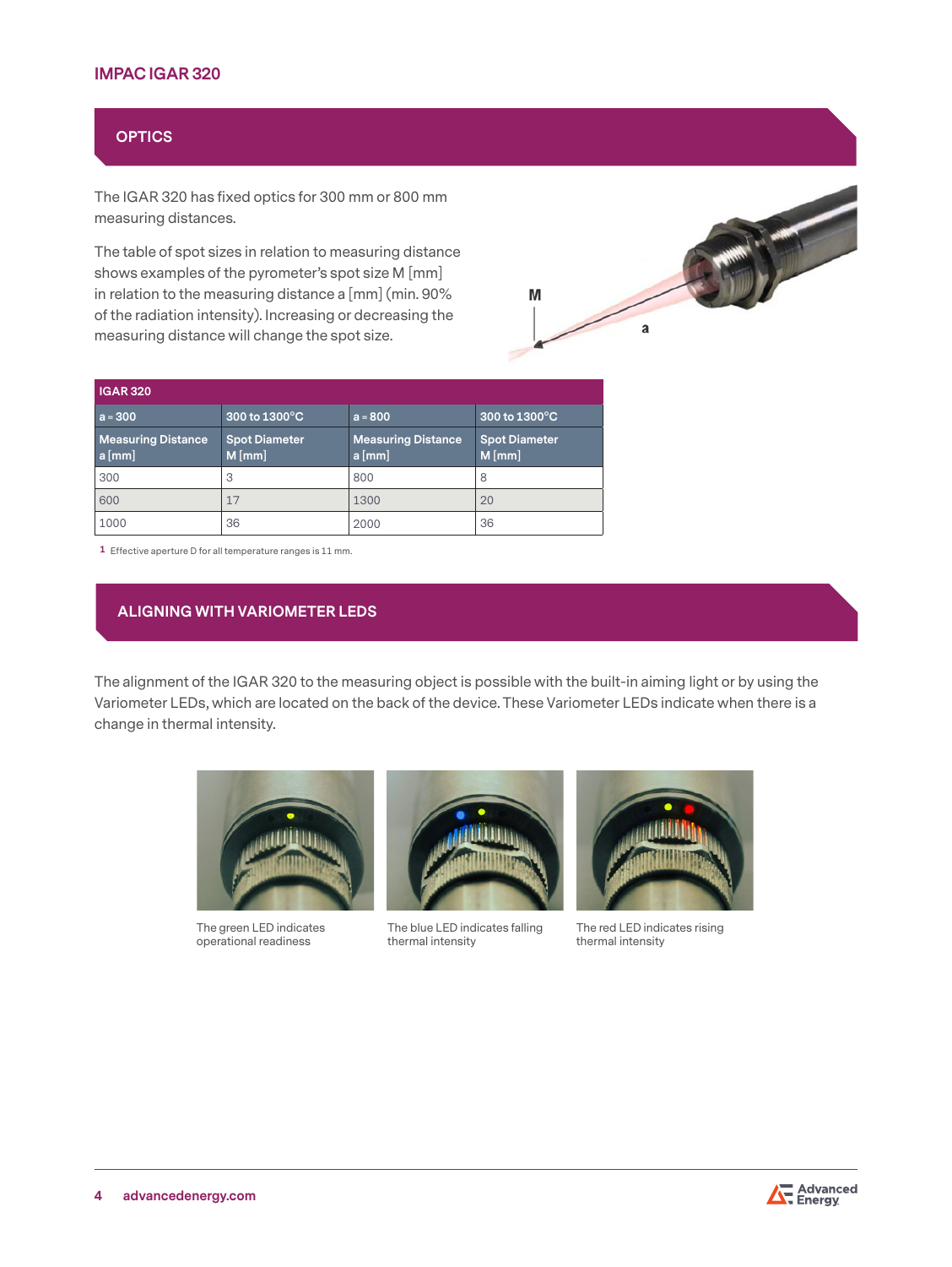## OPTICS

The IGAR 320 has fixed optics for 300 mm or 800 mm measuring distances.

The table of spot sizes in relation to measuring distance shows examples of the pyrometer's spot size M [mm] in relation to the measuring distance a [mm] (min. 90% of the radiation intensity). Increasing or decreasing the measuring distance will change the spot size.

| IGAR 320 | | | |
|---|---|---|---|
| a = 300 | 300 to 1300°C | a = 800 | 300 to 1300°C |
| Measuring Distance a [mm] | Spot Diameter M [mm] | Measuring Distance a [mm] | Spot Diameter M [mm] |
| 300 | 3 | 800 | 8 |
| 600 | 17 | 1300 | 20 |
| 1000 | 36 | 2000 | 36 |

1 Effective aperture D for all temperature ranges is 11 mm.

## ALIGNING WITH VARIOMETER LEDS

The alignment of the IGAR 320 to the measuring object is possible with the built-in aiming light or by using the Variometer LEDs, which are located on the back of the device. These Variometer LEDs indicate when there is a change in thermal intensity.

The green LED indicates operational readiness

The blue LED indicates falling thermal intensity

The red LED indicates rising thermal intensity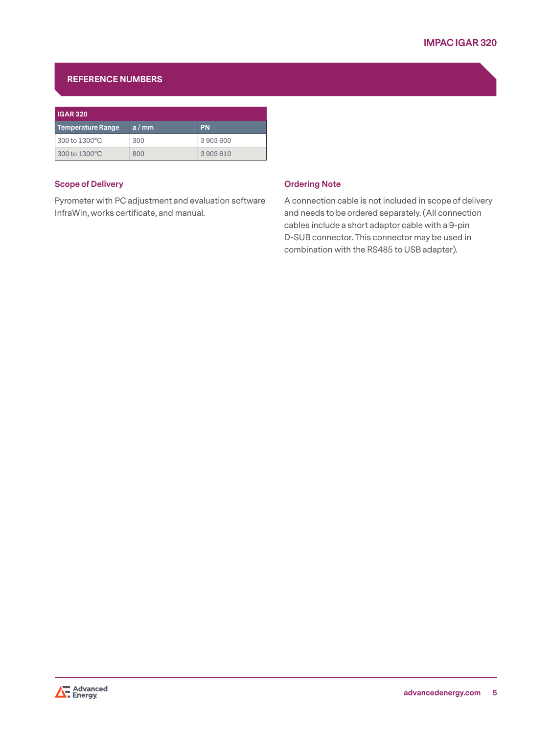## REFERENCE NUMBERS

| IGAR 320 | | |
|---|---|---|
| **Temperature Range** | **a / mm** | **PN** |
| 300 to 1300°C | 300 | 3 903 600 |
| 300 to 1300°C | 800 | 3 903 610 |

### Scope of Delivery

Pyrometer with PC adjustment and evaluation software InfraWin, works certificate, and manual.

### Ordering Note

A connection cable is not included in scope of delivery and needs to be ordered separately. (All connection cables include a short adaptor cable with a 9-pin D-SUB connector. This connector may be used in combination with the RS485 to USB adapter).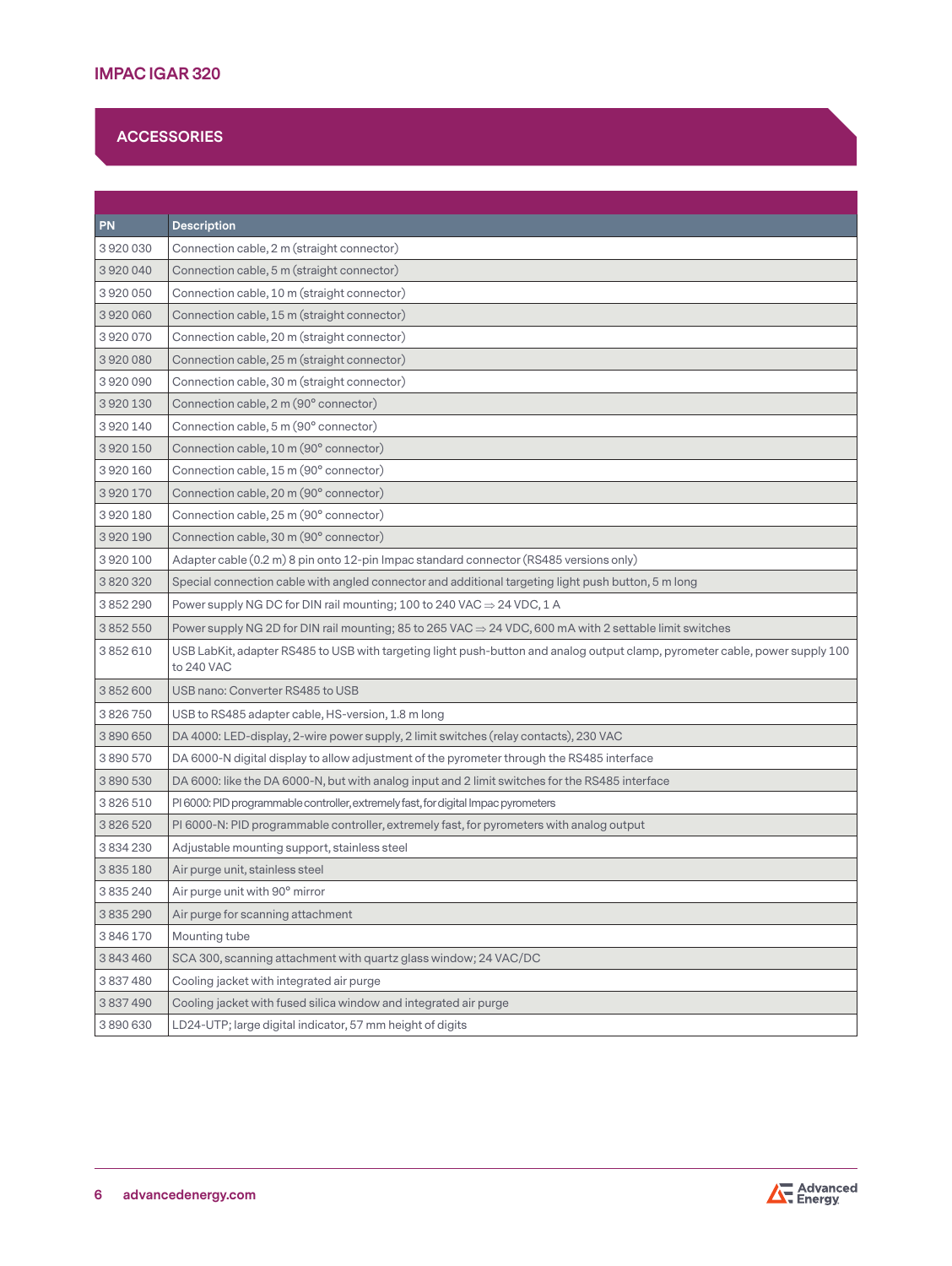## IMPAC IGAR 320

### ACCESSORIES

| PN | Description |
|---|---|
| 3 920 030 | Connection cable, 2 m (straight connector) |
| 3 920 040 | Connection cable, 5 m (straight connector) |
| 3 920 050 | Connection cable, 10 m (straight connector) |
| 3 920 060 | Connection cable, 15 m (straight connector) |
| 3 920 070 | Connection cable, 20 m (straight connector) |
| 3 920 080 | Connection cable, 25 m (straight connector) |
| 3 920 090 | Connection cable, 30 m (straight connector) |
| 3 920 130 | Connection cable, 2 m (90° connector) |
| 3 920 140 | Connection cable, 5 m (90° connector) |
| 3 920 150 | Connection cable, 10 m (90° connector) |
| 3 920 160 | Connection cable, 15 m (90° connector) |
| 3 920 170 | Connection cable, 20 m (90° connector) |
| 3 920 180 | Connection cable, 25 m (90° connector) |
| 3 920 190 | Connection cable, 30 m (90° connector) |
| 3 920 100 | Adapter cable (0.2 m) 8 pin onto 12-pin Impac standard connector (RS485 versions only) |
| 3 820 320 | Special connection cable with angled connector and additional targeting light push button, 5 m long |
| 3 852 290 | Power supply NG DC for DIN rail mounting; 100 to 240 VAC ⇒ 24 VDC, 1 A |
| 3 852 550 | Power supply NG 2D for DIN rail mounting; 85 to 265 VAC ⇒ 24 VDC, 600 mA with 2 settable limit switches |
| 3 852 610 | USB LabKit, adapter RS485 to USB with targeting light push-button and analog output clamp, pyrometer cable, power supply 100 to 240 VAC |
| 3 852 600 | USB nano: Converter RS485 to USB |
| 3 826 750 | USB to RS485 adapter cable, HS-version, 1.8 m long |
| 3 890 650 | DA 4000: LED-display, 2-wire power supply, 2 limit switches (relay contacts), 230 VAC |
| 3 890 570 | DA 6000-N digital display to allow adjustment of the pyrometer through the RS485 interface |
| 3 890 530 | DA 6000: like the DA 6000-N, but with analog input and 2 limit switches for the RS485 interface |
| 3 826 510 | PI 6000: PID programmable controller, extremely fast, for digital Impac pyrometers |
| 3 826 520 | PI 6000-N: PID programmable controller, extremely fast, for pyrometers with analog output |
| 3 834 230 | Adjustable mounting support, stainless steel |
| 3 835 180 | Air purge unit, stainless steel |
| 3 835 240 | Air purge unit with 90° mirror |
| 3 835 290 | Air purge for scanning attachment |
| 3 846 170 | Mounting tube |
| 3 843 460 | SCA 300, scanning attachment with quartz glass window; 24 VAC/DC |
| 3 837 480 | Cooling jacket with integrated air purge |
| 3 837 490 | Cooling jacket with fused silica window and integrated air purge |
| 3 890 630 | LD24-UTP; large digital indicator, 57 mm height of digits |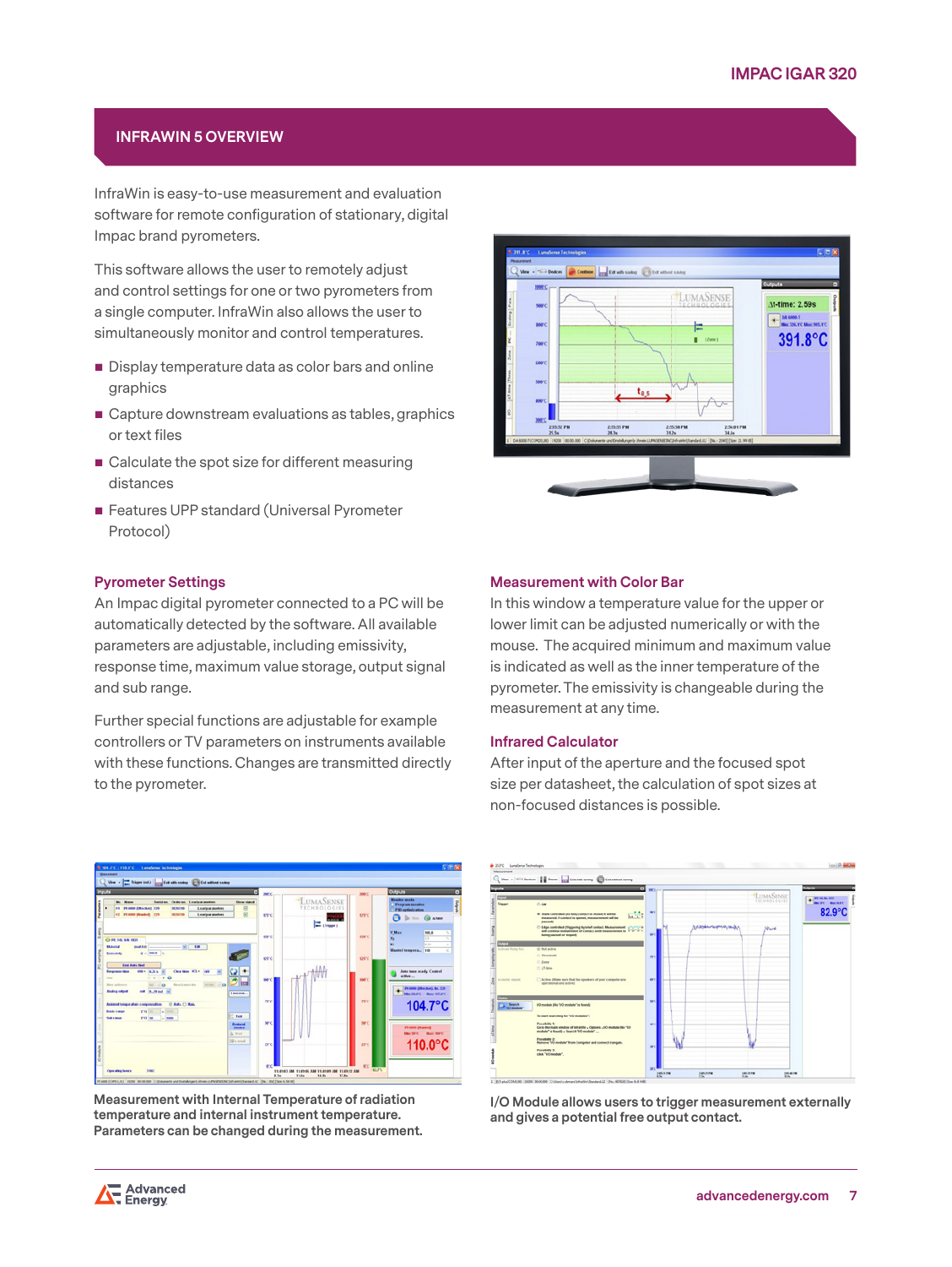## INFRAWIN 5 OVERVIEW

InfraWin is easy-to-use measurement and evaluation software for remote configuration of stationary, digital Impac brand pyrometers.

This software allows the user to remotely adjust and control settings for one or two pyrometers from a single computer. InfraWin also allows the user to simultaneously monitor and control temperatures.

- Display temperature data as color bars and online graphics
- Capture downstream evaluations as tables, graphics or text files
- Calculate the spot size for different measuring distances
- Features UPP standard (Universal Pyrometer Protocol)

### Pyrometer Settings

An Impac digital pyrometer connected to a PC will be automatically detected by the software. All available parameters are adjustable, including emissivity, response time, maximum value storage, output signal and sub range.

Further special functions are adjustable for example controllers or TV parameters on instruments available with these functions. Changes are transmitted directly to the pyrometer.

### Measurement with Color Bar

In this window a temperature value for the upper or lower limit can be adjusted numerically or with the mouse. The acquired minimum and maximum value is indicated as well as the inner temperature of the pyrometer. The emissivity is changeable during the measurement at any time.

### Infrared Calculator

After input of the aperture and the focused spot size per datasheet, the calculation of spot sizes at non-focused distances is possible.

**Measurement with Internal Temperature of radiation temperature and internal instrument temperature. Parameters can be changed during the measurement.**

**I/O Module allows users to trigger measurement externally and gives a potential free output contact.**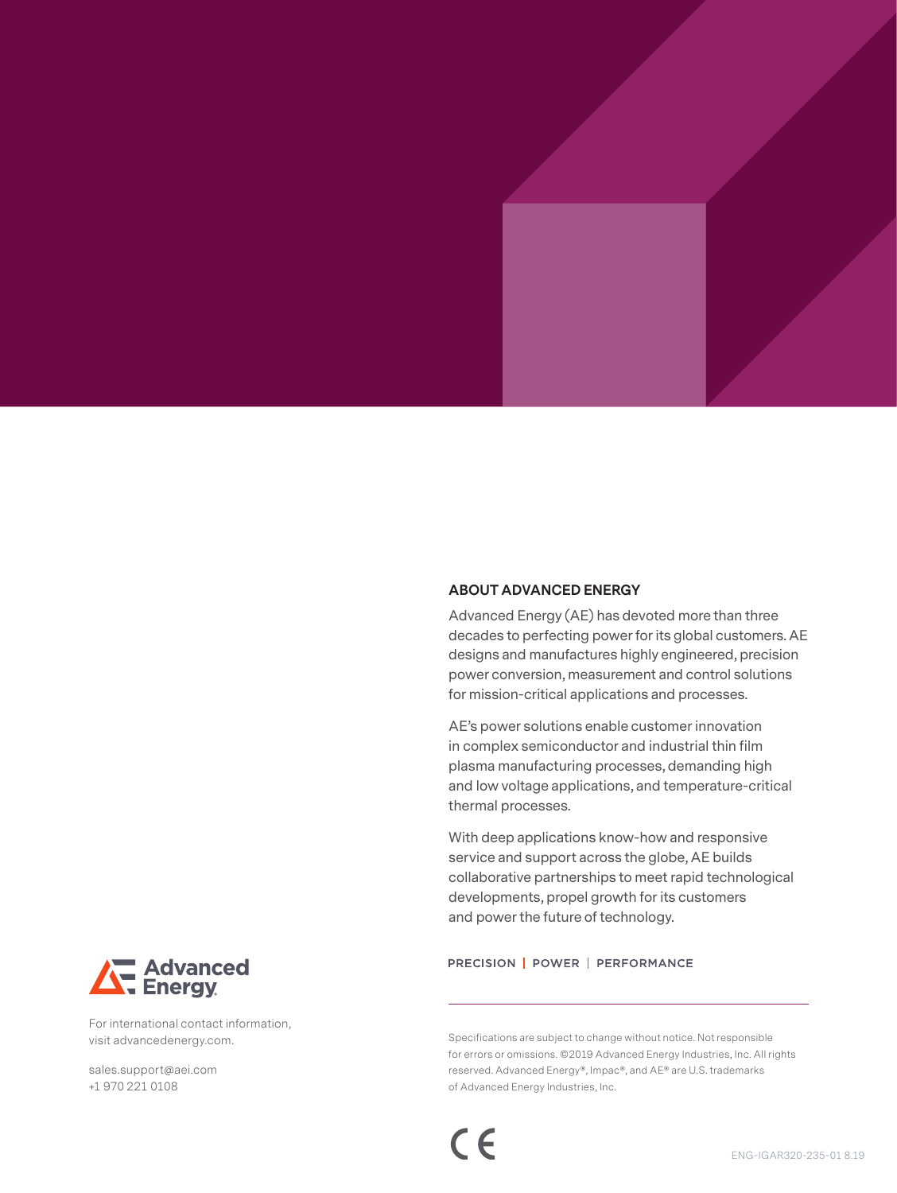## ABOUT ADVANCED ENERGY

Advanced Energy (AE) has devoted more than three decades to perfecting power for its global customers. AE designs and manufactures highly engineered, precision power conversion, measurement and control solutions for mission-critical applications and processes.

AE's power solutions enable customer innovation in complex semiconductor and industrial thin film plasma manufacturing processes, demanding high and low voltage applications, and temperature-critical thermal processes.

With deep applications know-how and responsive service and support across the globe, AE builds collaborative partnerships to meet rapid technological developments, propel growth for its customers and power the future of technology.

PRECISION | POWER | PERFORMANCE

Advanced Energy

For international contact information, visit advancedenergy.com.

sales.support@aei.com
+1 970 221 0108

Specifications are subject to change without notice. Not responsible for errors or omissions. ©2019 Advanced Energy Industries, Inc. All rights reserved. Advanced Energy®, Impac®, and AE® are U.S. trademarks of Advanced Energy Industries, Inc.

CE

ENG-IGAR320-235-01 8.19